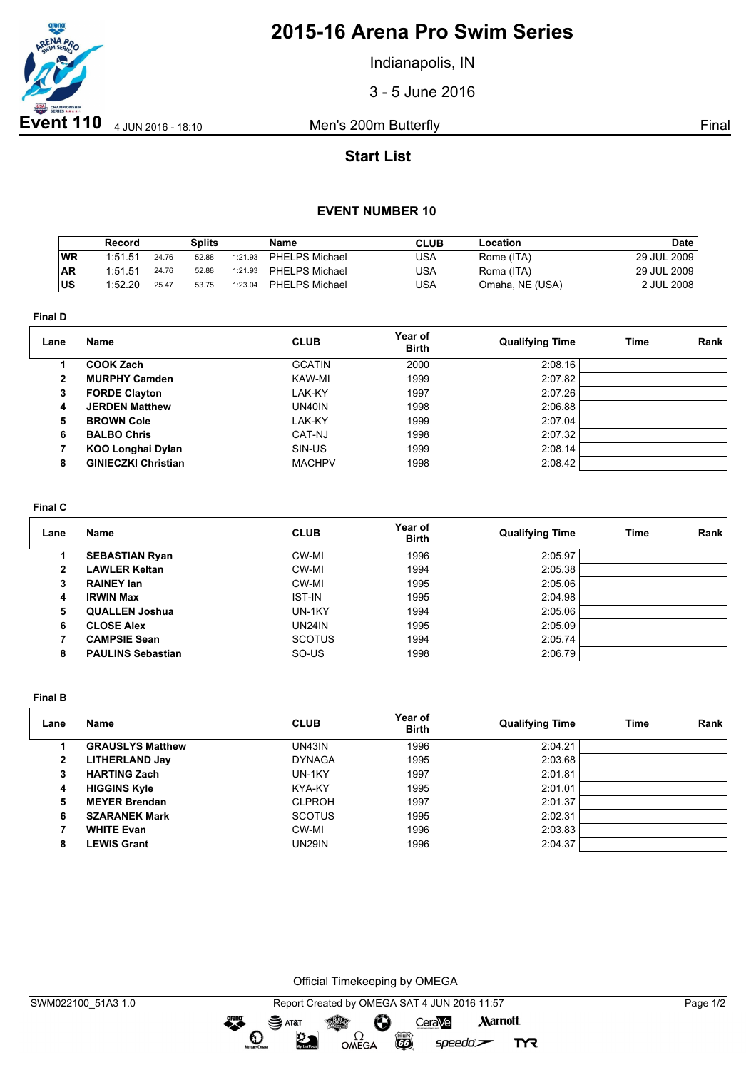# 2015-16 Arena Pro Swim Series

Indianapolis, IN

3 - 5 June 2016

**Event 110** 4 JUN 2016 - 18:10 Men's 200m Butterfly Final

## Start List

### EVENT NUMBER 10

| | Record | Splits | | | Name | CLUB | Location | Date |
|---|---|---|---|---|---|---|---|---|
| WR | 1:51.51 | 24.76 | 52.88 | 1:21.93 | PHELPS Michael | USA | Rome (ITA) | 29 JUL 2009 |
| AR | 1:51.51 | 24.76 | 52.88 | 1:21.93 | PHELPS Michael | USA | Roma (ITA) | 29 JUL 2009 |
| US | 1:52.20 | 25.47 | 53.75 | 1:23.04 | PHELPS Michael | USA | Omaha, NE (USA) | 2 JUL 2008 |

**Final D**

| Lane | Name | CLUB | Year of Birth | Qualifying Time | Time | Rank |
|---|---|---|---|---|---|---|
| 1 | **COOK Zach** | GCATIN | 2000 | 2:08.16 | | |
| 2 | **MURPHY Camden** | KAW-MI | 1999 | 2:07.82 | | |
| 3 | **FORDE Clayton** | LAK-KY | 1997 | 2:07.26 | | |
| 4 | **JERDEN Matthew** | UN40IN | 1998 | 2:06.88 | | |
| 5 | **BROWN Cole** | LAK-KY | 1999 | 2:07.04 | | |
| 6 | **BALBO Chris** | CAT-NJ | 1998 | 2:07.32 | | |
| 7 | **KOO Longhai Dylan** | SIN-US | 1999 | 2:08.14 | | |
| 8 | **GINIECZKI Christian** | MACHPV | 1998 | 2:08.42 | | |

**Final C**

| Lane | Name | CLUB | Year of Birth | Qualifying Time | Time | Rank |
|---|---|---|---|---|---|---|
| 1 | **SEBASTIAN Ryan** | CW-MI | 1996 | 2:05.97 | | |
| 2 | **LAWLER Keltan** | CW-MI | 1994 | 2:05.38 | | |
| 3 | **RAINEY Ian** | CW-MI | 1995 | 2:05.06 | | |
| 4 | **IRWIN Max** | IST-IN | 1995 | 2:04.98 | | |
| 5 | **QUALLEN Joshua** | UN-1KY | 1994 | 2:05.06 | | |
| 6 | **CLOSE Alex** | UN24IN | 1995 | 2:05.09 | | |
| 7 | **CAMPSIE Sean** | SCOTUS | 1994 | 2:05.74 | | |
| 8 | **PAULINS Sebastian** | SO-US | 1998 | 2:06.79 | | |

**Final B**

| Lane | Name | CLUB | Year of Birth | Qualifying Time | Time | Rank |
|---|---|---|---|---|---|---|
| 1 | **GRAUSLYS Matthew** | UN43IN | 1996 | 2:04.21 | | |
| 2 | **LITHERLAND Jay** | DYNAGA | 1995 | 2:03.68 | | |
| 3 | **HARTING Zach** | UN-1KY | 1997 | 2:01.81 | | |
| 4 | **HIGGINS Kyle** | KYA-KY | 1995 | 2:01.01 | | |
| 5 | **MEYER Brendan** | CLPROH | 1997 | 2:01.37 | | |
| 6 | **SZARANEK Mark** | SCOTUS | 1995 | 2:02.31 | | |
| 7 | **WHITE Evan** | CW-MI | 1996 | 2:03.83 | | |
| 8 | **LEWIS Grant** | UN29IN | 1996 | 2:04.37 | | |

Official Timekeeping by OMEGA

SWM022100_51A3 1.0 Report Created by OMEGA SAT 4 JUN 2016 11:57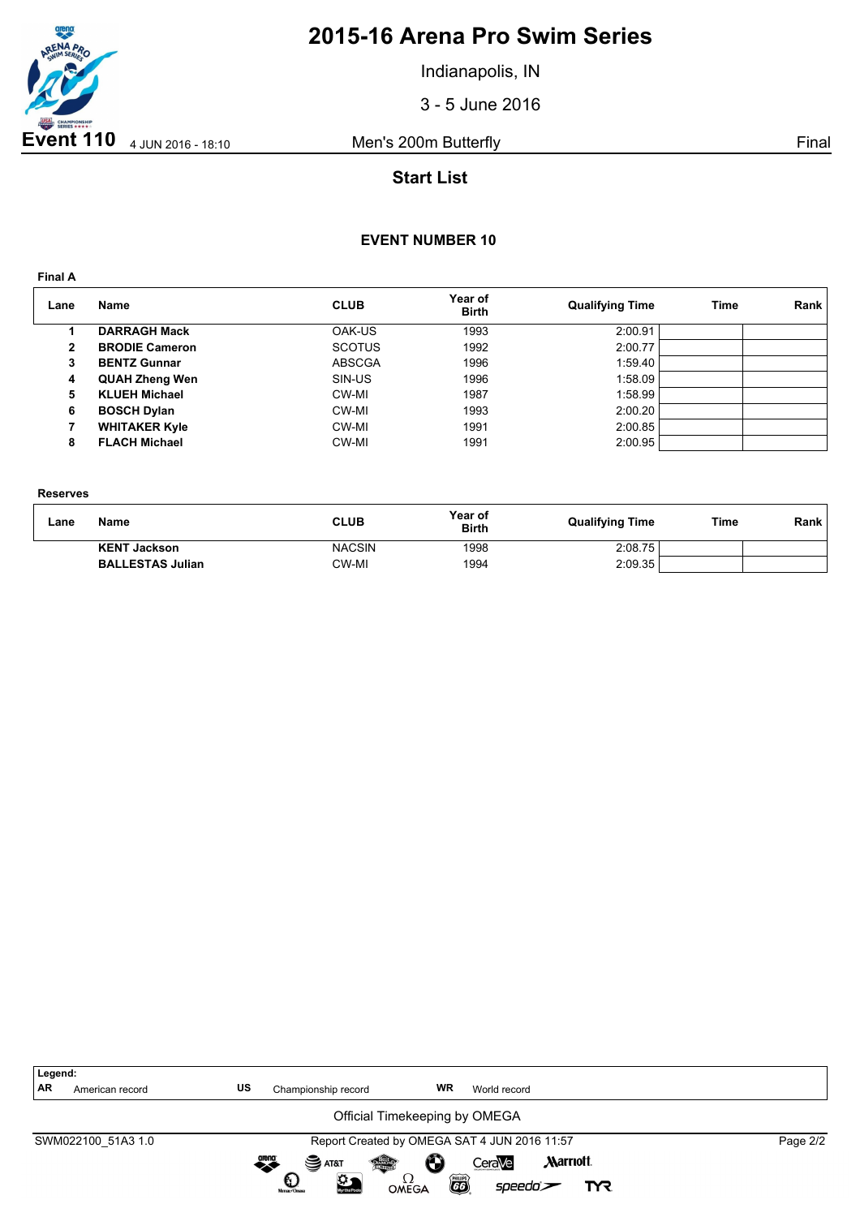# 2015-16 Arena Pro Swim Series

Indianapolis, IN

3 - 5 June 2016

**Event 110** 4 JUN 2016 - 18:10 Men's 200m Butterfly Final

## Start List

### EVENT NUMBER 10

**Final A**

| Lane | Name | CLUB | Year of Birth | Qualifying Time | Time | Rank |
|---|---|---|---|---|---|---|
| 1 | **DARRAGH Mack** | OAK-US | 1993 | 2:00.91 | | |
| 2 | **BRODIE Cameron** | SCOTUS | 1992 | 2:00.77 | | |
| 3 | **BENTZ Gunnar** | ABSCGA | 1996 | 1:59.40 | | |
| 4 | **QUAH Zheng Wen** | SIN-US | 1996 | 1:58.09 | | |
| 5 | **KLUEH Michael** | CW-MI | 1987 | 1:58.99 | | |
| 6 | **BOSCH Dylan** | CW-MI | 1993 | 2:00.20 | | |
| 7 | **WHITAKER Kyle** | CW-MI | 1991 | 2:00.85 | | |
| 8 | **FLACH Michael** | CW-MI | 1991 | 2:00.95 | | |

**Reserves**

| Lane | Name | CLUB | Year of Birth | Qualifying Time | Time | Rank |
|---|---|---|---|---|---|---|
| | **KENT Jackson** | NACSIN | 1998 | 2:08.75 | | |
| | **BALLESTAS Julian** | CW-MI | 1994 | 2:09.35 | | |

**Legend:**

| | | | | | |
|---|---|---|---|---|---|
| **AR** | American record | **US** | Championship record | **WR** | World record |

Official Timekeeping by OMEGA

SWM022100_51A3 1.0 Report Created by OMEGA SAT 4 JUN 2016 11:57